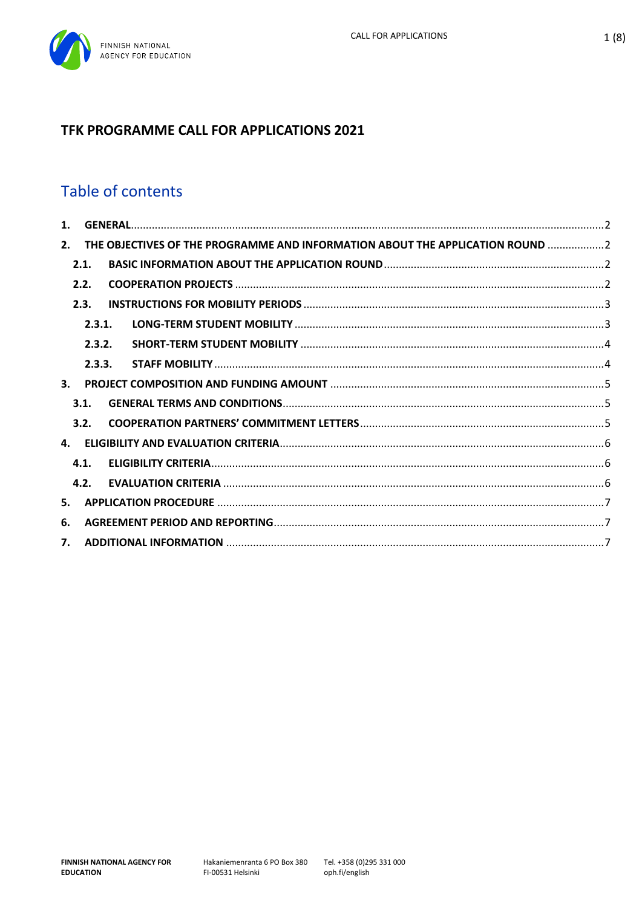# TFK PROGRAMME CALL FOR APPLICATIONS 2021

## Table of contents

1. GENERAL ..... 2
2. THE OBJECTIVES OF THE PROGRAMME AND INFORMATION ABOUT THE APPLICATION ROUND ..... 2
   - 2.1. BASIC INFORMATION ABOUT THE APPLICATION ROUND ..... 2
   - 2.2. COOPERATION PROJECTS ..... 2
   - 2.3. INSTRUCTIONS FOR MOBILITY PERIODS ..... 3
     - 2.3.1. LONG-TERM STUDENT MOBILITY ..... 3
     - 2.3.2. SHORT-TERM STUDENT MOBILITY ..... 4
     - 2.3.3. STAFF MOBILITY ..... 4
3. PROJECT COMPOSITION AND FUNDING AMOUNT ..... 5
   - 3.1. GENERAL TERMS AND CONDITIONS ..... 5
   - 3.2. COOPERATION PARTNERS' COMMITMENT LETTERS ..... 5
4. ELIGIBILITY AND EVALUATION CRITERIA ..... 6
   - 4.1. ELIGIBILITY CRITERIA ..... 6
   - 4.2. EVALUATION CRITERIA ..... 6
5. APPLICATION PROCEDURE ..... 7
6. AGREEMENT PERIOD AND REPORTING ..... 7
7. ADDITIONAL INFORMATION ..... 7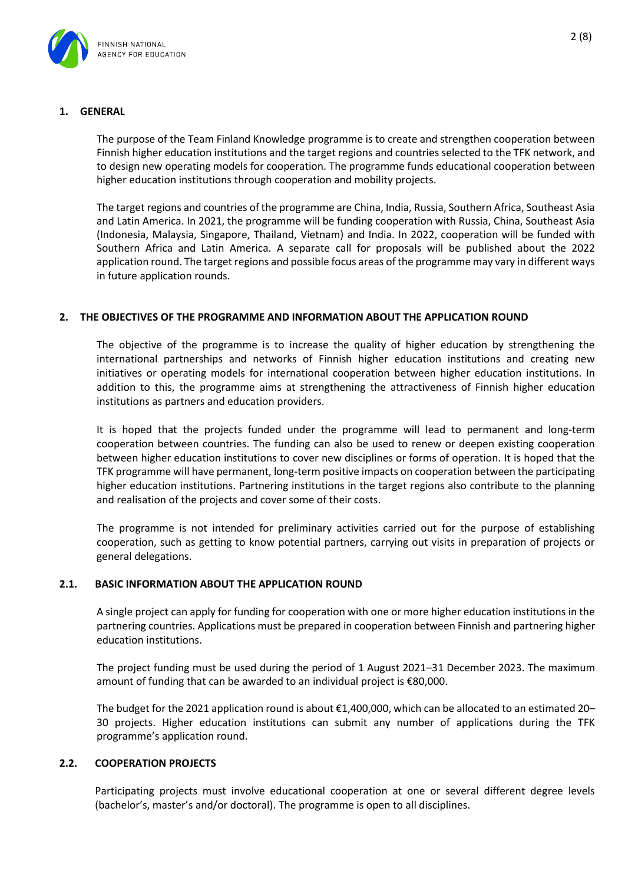## 1. GENERAL

The purpose of the Team Finland Knowledge programme is to create and strengthen cooperation between Finnish higher education institutions and the target regions and countries selected to the TFK network, and to design new operating models for cooperation. The programme funds educational cooperation between higher education institutions through cooperation and mobility projects.

The target regions and countries of the programme are China, India, Russia, Southern Africa, Southeast Asia and Latin America. In 2021, the programme will be funding cooperation with Russia, China, Southeast Asia (Indonesia, Malaysia, Singapore, Thailand, Vietnam) and India. In 2022, cooperation will be funded with Southern Africa and Latin America. A separate call for proposals will be published about the 2022 application round. The target regions and possible focus areas of the programme may vary in different ways in future application rounds.

## 2. THE OBJECTIVES OF THE PROGRAMME AND INFORMATION ABOUT THE APPLICATION ROUND

The objective of the programme is to increase the quality of higher education by strengthening the international partnerships and networks of Finnish higher education institutions and creating new initiatives or operating models for international cooperation between higher education institutions. In addition to this, the programme aims at strengthening the attractiveness of Finnish higher education institutions as partners and education providers.

It is hoped that the projects funded under the programme will lead to permanent and long-term cooperation between countries. The funding can also be used to renew or deepen existing cooperation between higher education institutions to cover new disciplines or forms of operation. It is hoped that the TFK programme will have permanent, long-term positive impacts on cooperation between the participating higher education institutions. Partnering institutions in the target regions also contribute to the planning and realisation of the projects and cover some of their costs.

The programme is not intended for preliminary activities carried out for the purpose of establishing cooperation, such as getting to know potential partners, carrying out visits in preparation of projects or general delegations.

### 2.1. BASIC INFORMATION ABOUT THE APPLICATION ROUND

A single project can apply for funding for cooperation with one or more higher education institutions in the partnering countries. Applications must be prepared in cooperation between Finnish and partnering higher education institutions.

The project funding must be used during the period of 1 August 2021–31 December 2023. The maximum amount of funding that can be awarded to an individual project is €80,000.

The budget for the 2021 application round is about €1,400,000, which can be allocated to an estimated 20–30 projects. Higher education institutions can submit any number of applications during the TFK programme's application round.

### 2.2. COOPERATION PROJECTS

Participating projects must involve educational cooperation at one or several different degree levels (bachelor's, master's and/or doctoral). The programme is open to all disciplines.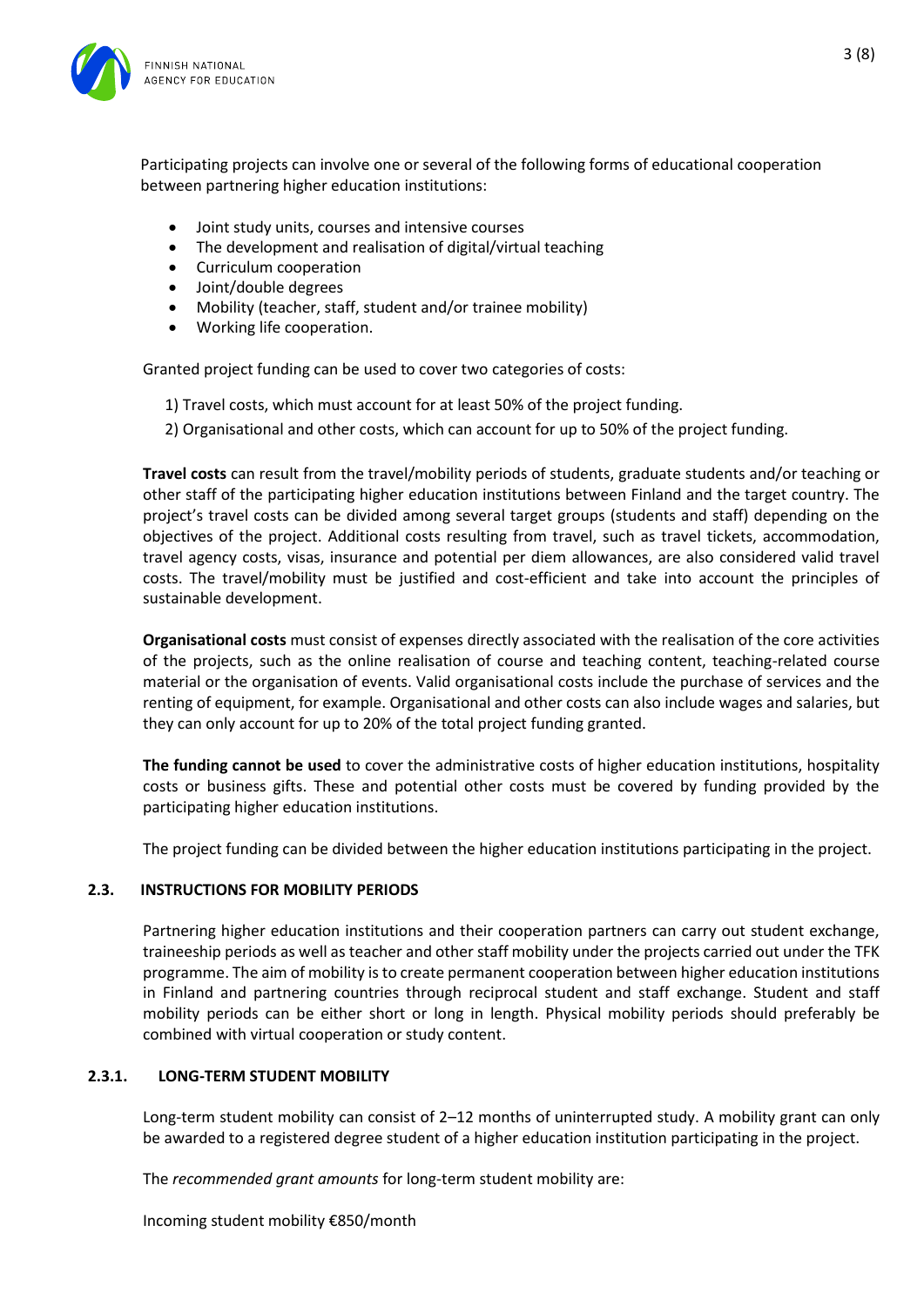Participating projects can involve one or several of the following forms of educational cooperation between partnering higher education institutions:

- Joint study units, courses and intensive courses
- The development and realisation of digital/virtual teaching
- Curriculum cooperation
- Joint/double degrees
- Mobility (teacher, staff, student and/or trainee mobility)
- Working life cooperation.

Granted project funding can be used to cover two categories of costs:

1) Travel costs, which must account for at least 50% of the project funding.
2) Organisational and other costs, which can account for up to 50% of the project funding.

**Travel costs** can result from the travel/mobility periods of students, graduate students and/or teaching or other staff of the participating higher education institutions between Finland and the target country. The project's travel costs can be divided among several target groups (students and staff) depending on the objectives of the project. Additional costs resulting from travel, such as travel tickets, accommodation, travel agency costs, visas, insurance and potential per diem allowances, are also considered valid travel costs. The travel/mobility must be justified and cost-efficient and take into account the principles of sustainable development.

**Organisational costs** must consist of expenses directly associated with the realisation of the core activities of the projects, such as the online realisation of course and teaching content, teaching-related course material or the organisation of events. Valid organisational costs include the purchase of services and the renting of equipment, for example. Organisational and other costs can also include wages and salaries, but they can only account for up to 20% of the total project funding granted.

**The funding cannot be used** to cover the administrative costs of higher education institutions, hospitality costs or business gifts. These and potential other costs must be covered by funding provided by the participating higher education institutions.

The project funding can be divided between the higher education institutions participating in the project.

## 2.3. INSTRUCTIONS FOR MOBILITY PERIODS

Partnering higher education institutions and their cooperation partners can carry out student exchange, traineeship periods as well as teacher and other staff mobility under the projects carried out under the TFK programme. The aim of mobility is to create permanent cooperation between higher education institutions in Finland and partnering countries through reciprocal student and staff exchange. Student and staff mobility periods can be either short or long in length. Physical mobility periods should preferably be combined with virtual cooperation or study content.

### 2.3.1. LONG-TERM STUDENT MOBILITY

Long-term student mobility can consist of 2–12 months of uninterrupted study. A mobility grant can only be awarded to a registered degree student of a higher education institution participating in the project.

The *recommended grant amounts* for long-term student mobility are:

Incoming student mobility €850/month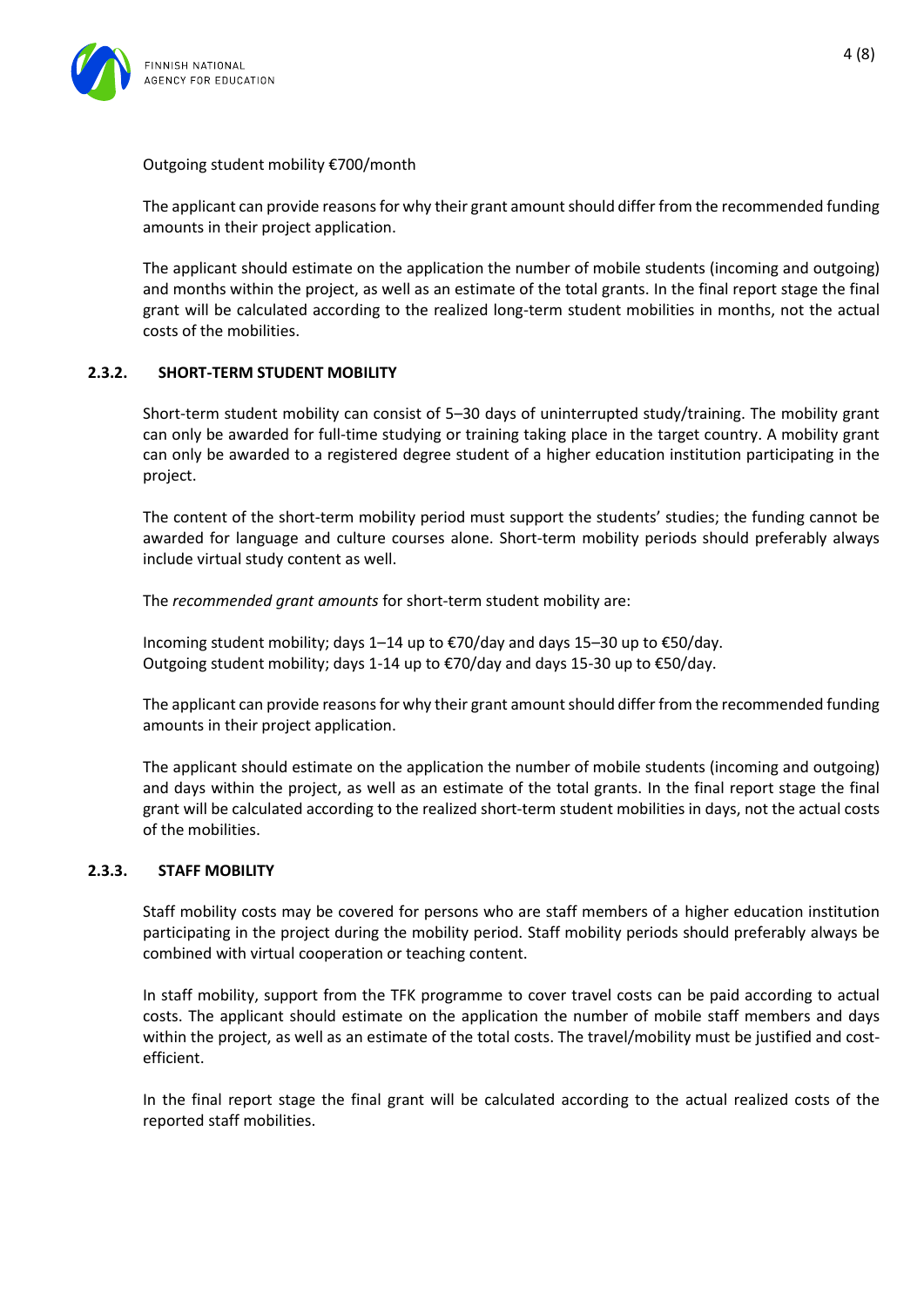Outgoing student mobility €700/month

The applicant can provide reasons for why their grant amount should differ from the recommended funding amounts in their project application.

The applicant should estimate on the application the number of mobile students (incoming and outgoing) and months within the project, as well as an estimate of the total grants. In the final report stage the final grant will be calculated according to the realized long-term student mobilities in months, not the actual costs of the mobilities.

### 2.3.2. SHORT-TERM STUDENT MOBILITY

Short-term student mobility can consist of 5–30 days of uninterrupted study/training. The mobility grant can only be awarded for full-time studying or training taking place in the target country. A mobility grant can only be awarded to a registered degree student of a higher education institution participating in the project.

The content of the short-term mobility period must support the students' studies; the funding cannot be awarded for language and culture courses alone. Short-term mobility periods should preferably always include virtual study content as well.

The *recommended grant amounts* for short-term student mobility are:

Incoming student mobility; days 1–14 up to €70/day and days 15–30 up to €50/day.
Outgoing student mobility; days 1-14 up to €70/day and days 15-30 up to €50/day.

The applicant can provide reasons for why their grant amount should differ from the recommended funding amounts in their project application.

The applicant should estimate on the application the number of mobile students (incoming and outgoing) and days within the project, as well as an estimate of the total grants. In the final report stage the final grant will be calculated according to the realized short-term student mobilities in days, not the actual costs of the mobilities.

### 2.3.3. STAFF MOBILITY

Staff mobility costs may be covered for persons who are staff members of a higher education institution participating in the project during the mobility period. Staff mobility periods should preferably always be combined with virtual cooperation or teaching content.

In staff mobility, support from the TFK programme to cover travel costs can be paid according to actual costs. The applicant should estimate on the application the number of mobile staff members and days within the project, as well as an estimate of the total costs. The travel/mobility must be justified and cost-efficient.

In the final report stage the final grant will be calculated according to the actual realized costs of the reported staff mobilities.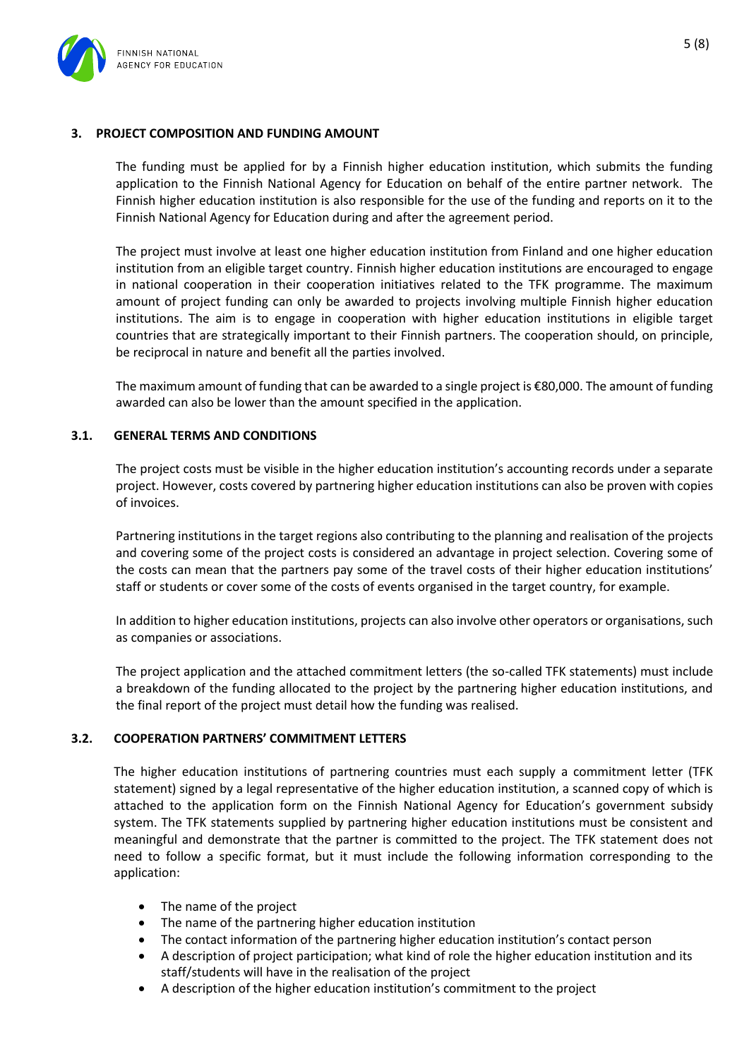## 3. PROJECT COMPOSITION AND FUNDING AMOUNT

The funding must be applied for by a Finnish higher education institution, which submits the funding application to the Finnish National Agency for Education on behalf of the entire partner network. The Finnish higher education institution is also responsible for the use of the funding and reports on it to the Finnish National Agency for Education during and after the agreement period.

The project must involve at least one higher education institution from Finland and one higher education institution from an eligible target country. Finnish higher education institutions are encouraged to engage in national cooperation in their cooperation initiatives related to the TFK programme. The maximum amount of project funding can only be awarded to projects involving multiple Finnish higher education institutions. The aim is to engage in cooperation with higher education institutions in eligible target countries that are strategically important to their Finnish partners. The cooperation should, on principle, be reciprocal in nature and benefit all the parties involved.

The maximum amount of funding that can be awarded to a single project is €80,000. The amount of funding awarded can also be lower than the amount specified in the application.

### 3.1. GENERAL TERMS AND CONDITIONS

The project costs must be visible in the higher education institution's accounting records under a separate project. However, costs covered by partnering higher education institutions can also be proven with copies of invoices.

Partnering institutions in the target regions also contributing to the planning and realisation of the projects and covering some of the project costs is considered an advantage in project selection. Covering some of the costs can mean that the partners pay some of the travel costs of their higher education institutions' staff or students or cover some of the costs of events organised in the target country, for example.

In addition to higher education institutions, projects can also involve other operators or organisations, such as companies or associations.

The project application and the attached commitment letters (the so-called TFK statements) must include a breakdown of the funding allocated to the project by the partnering higher education institutions, and the final report of the project must detail how the funding was realised.

### 3.2. COOPERATION PARTNERS' COMMITMENT LETTERS

The higher education institutions of partnering countries must each supply a commitment letter (TFK statement) signed by a legal representative of the higher education institution, a scanned copy of which is attached to the application form on the Finnish National Agency for Education's government subsidy system. The TFK statements supplied by partnering higher education institutions must be consistent and meaningful and demonstrate that the partner is committed to the project. The TFK statement does not need to follow a specific format, but it must include the following information corresponding to the application:

- The name of the project
- The name of the partnering higher education institution
- The contact information of the partnering higher education institution's contact person
- A description of project participation; what kind of role the higher education institution and its staff/students will have in the realisation of the project
- A description of the higher education institution's commitment to the project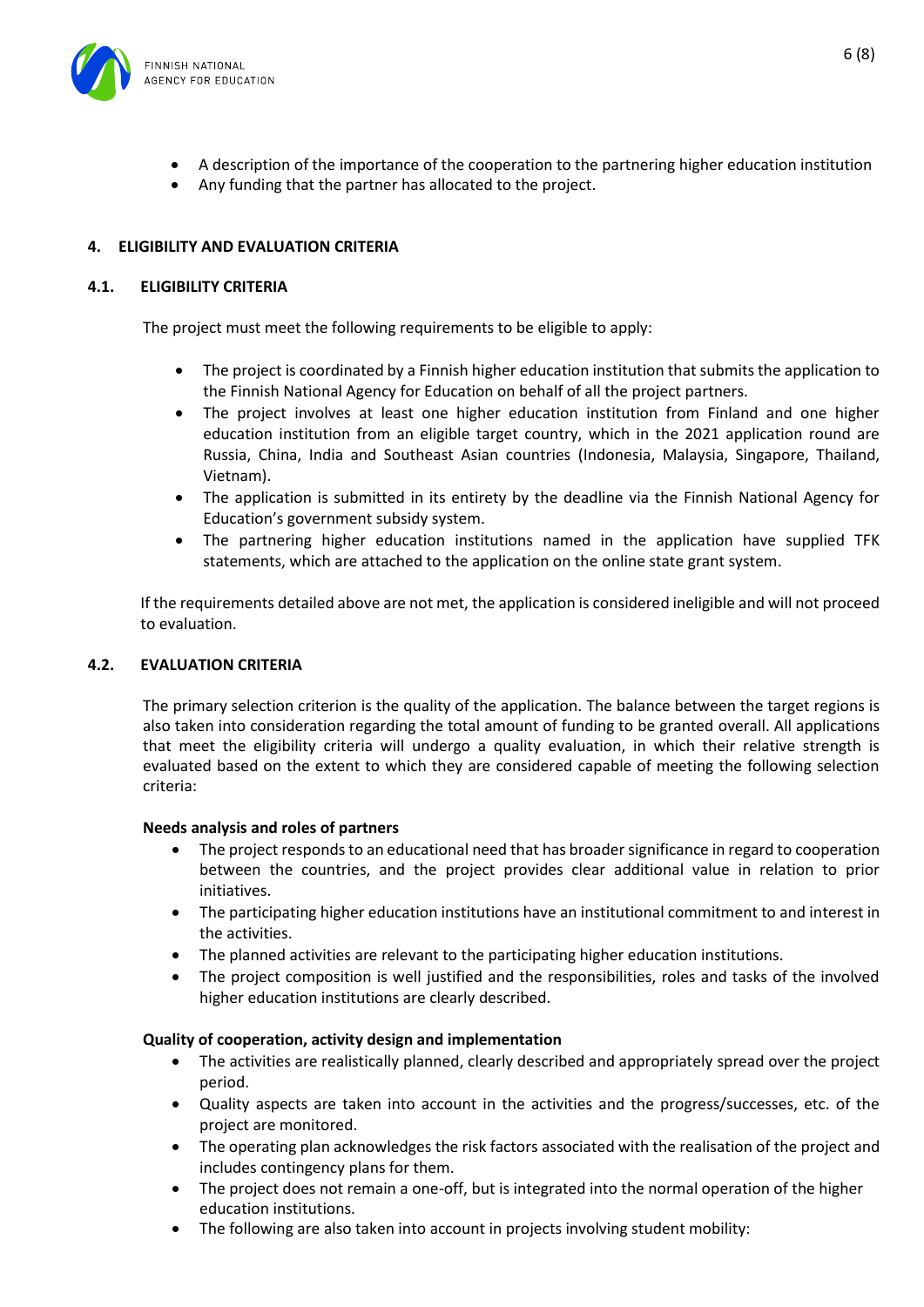- A description of the importance of the cooperation to the partnering higher education institution
- Any funding that the partner has allocated to the project.

## 4. ELIGIBILITY AND EVALUATION CRITERIA

### 4.1. ELIGIBILITY CRITERIA

The project must meet the following requirements to be eligible to apply:

- The project is coordinated by a Finnish higher education institution that submits the application to the Finnish National Agency for Education on behalf of all the project partners.
- The project involves at least one higher education institution from Finland and one higher education institution from an eligible target country, which in the 2021 application round are Russia, China, India and Southeast Asian countries (Indonesia, Malaysia, Singapore, Thailand, Vietnam).
- The application is submitted in its entirety by the deadline via the Finnish National Agency for Education's government subsidy system.
- The partnering higher education institutions named in the application have supplied TFK statements, which are attached to the application on the online state grant system.

If the requirements detailed above are not met, the application is considered ineligible and will not proceed to evaluation.

### 4.2. EVALUATION CRITERIA

The primary selection criterion is the quality of the application. The balance between the target regions is also taken into consideration regarding the total amount of funding to be granted overall. All applications that meet the eligibility criteria will undergo a quality evaluation, in which their relative strength is evaluated based on the extent to which they are considered capable of meeting the following selection criteria:

**Needs analysis and roles of partners**

- The project responds to an educational need that has broader significance in regard to cooperation between the countries, and the project provides clear additional value in relation to prior initiatives.
- The participating higher education institutions have an institutional commitment to and interest in the activities.
- The planned activities are relevant to the participating higher education institutions.
- The project composition is well justified and the responsibilities, roles and tasks of the involved higher education institutions are clearly described.

**Quality of cooperation, activity design and implementation**

- The activities are realistically planned, clearly described and appropriately spread over the project period.
- Quality aspects are taken into account in the activities and the progress/successes, etc. of the project are monitored.
- The operating plan acknowledges the risk factors associated with the realisation of the project and includes contingency plans for them.
- The project does not remain a one-off, but is integrated into the normal operation of the higher education institutions.
- The following are also taken into account in projects involving student mobility: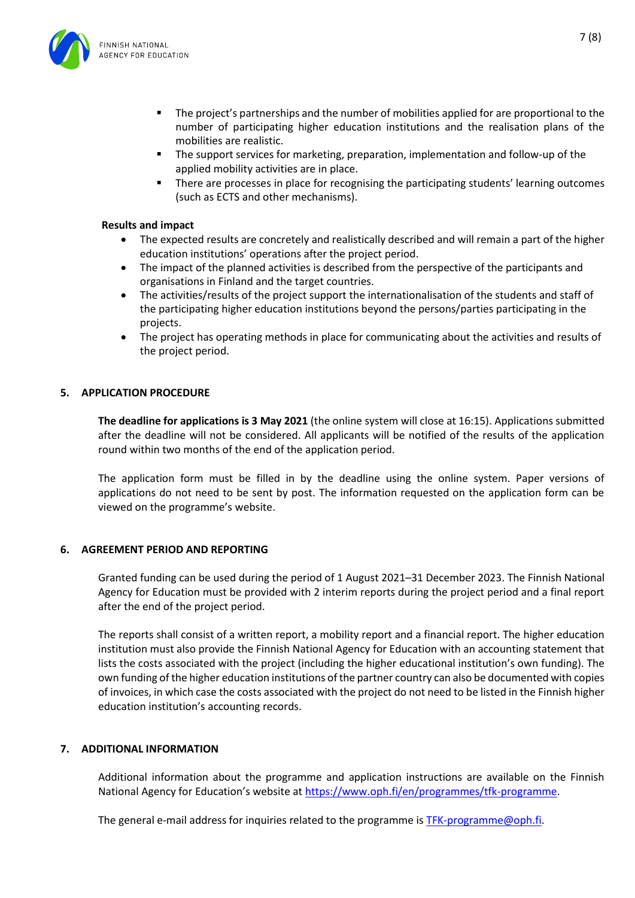- The project's partnerships and the number of mobilities applied for are proportional to the number of participating higher education institutions and the realisation plans of the mobilities are realistic.
- The support services for marketing, preparation, implementation and follow-up of the applied mobility activities are in place.
- There are processes in place for recognising the participating students' learning outcomes (such as ECTS and other mechanisms).

**Results and impact**

- The expected results are concretely and realistically described and will remain a part of the higher education institutions' operations after the project period.
- The impact of the planned activities is described from the perspective of the participants and organisations in Finland and the target countries.
- The activities/results of the project support the internationalisation of the students and staff of the participating higher education institutions beyond the persons/parties participating in the projects.
- The project has operating methods in place for communicating about the activities and results of the project period.

## 5. APPLICATION PROCEDURE

**The deadline for applications is 3 May 2021** (the online system will close at 16:15). Applications submitted after the deadline will not be considered. All applicants will be notified of the results of the application round within two months of the end of the application period.

The application form must be filled in by the deadline using the online system. Paper versions of applications do not need to be sent by post. The information requested on the application form can be viewed on the programme's website.

## 6. AGREEMENT PERIOD AND REPORTING

Granted funding can be used during the period of 1 August 2021–31 December 2023. The Finnish National Agency for Education must be provided with 2 interim reports during the project period and a final report after the end of the project period.

The reports shall consist of a written report, a mobility report and a financial report. The higher education institution must also provide the Finnish National Agency for Education with an accounting statement that lists the costs associated with the project (including the higher educational institution's own funding). The own funding of the higher education institutions of the partner country can also be documented with copies of invoices, in which case the costs associated with the project do not need to be listed in the Finnish higher education institution's accounting records.

## 7. ADDITIONAL INFORMATION

Additional information about the programme and application instructions are available on the Finnish National Agency for Education's website at https://www.oph.fi/en/programmes/tfk-programme.

The general e-mail address for inquiries related to the programme is TFK-programme@oph.fi.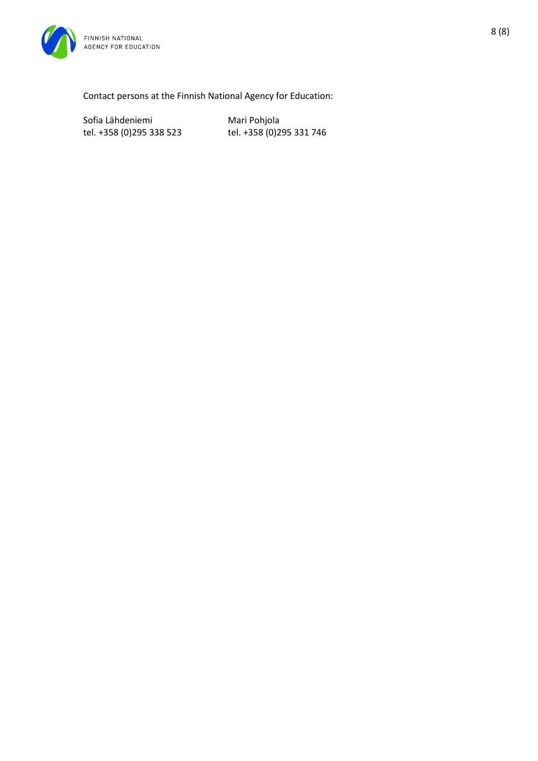Contact persons at the Finnish National Agency for Education:

| | |
|---|---|
| Sofia Lähdeniemi | Mari Pohjola |
| tel. +358 (0)295 338 523 | tel. +358 (0)295 331 746 |